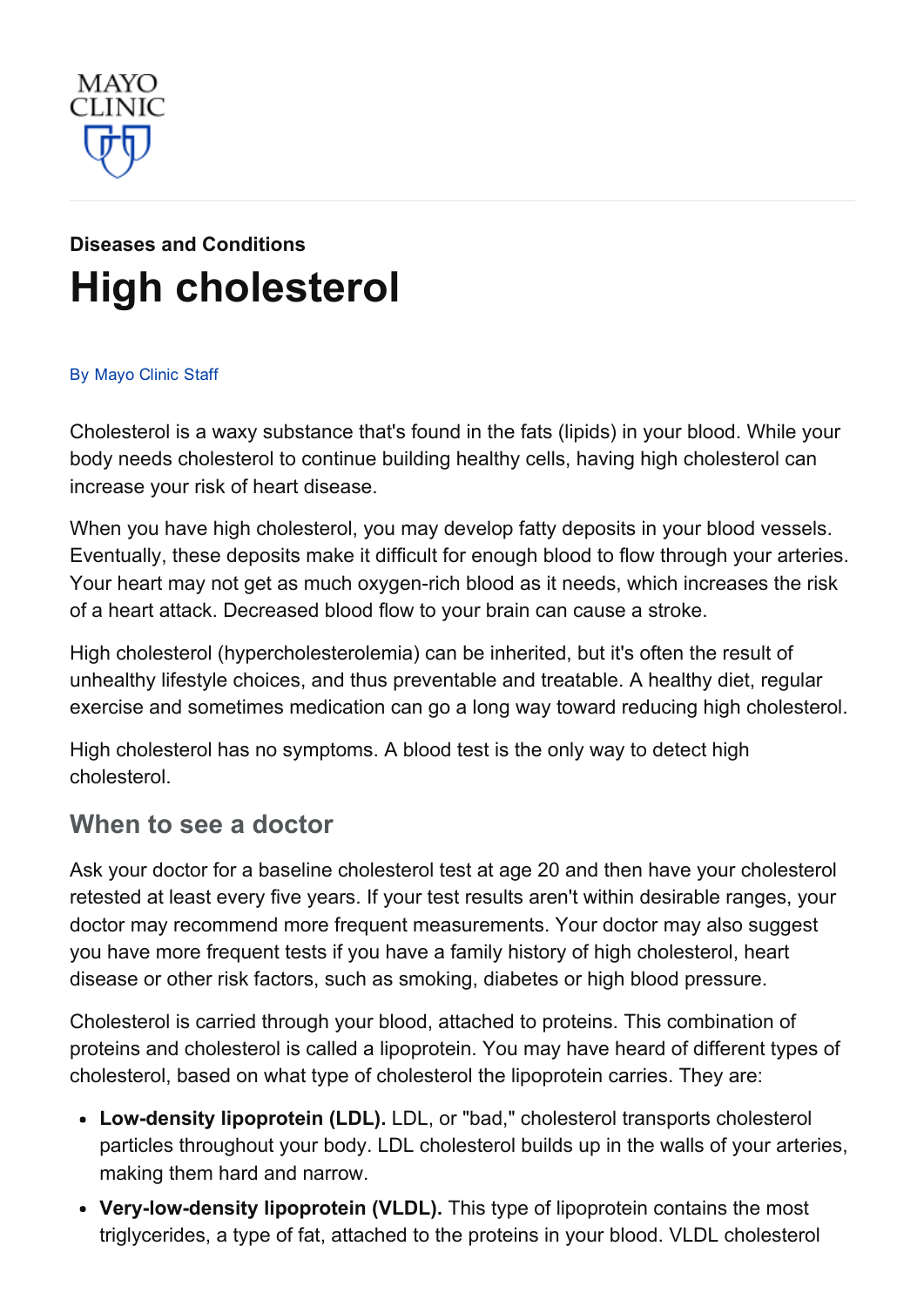MAYO CLINIC

Diseases and Conditions

# High cholesterol

By Mayo Clinic Staff

Cholesterol is a waxy substance that's found in the fats (lipids) in your blood. While your body needs cholesterol to continue building healthy cells, having high cholesterol can increase your risk of heart disease.

When you have high cholesterol, you may develop fatty deposits in your blood vessels. Eventually, these deposits make it difficult for enough blood to flow through your arteries. Your heart may not get as much oxygen-rich blood as it needs, which increases the risk of a heart attack. Decreased blood flow to your brain can cause a stroke.

High cholesterol (hypercholesterolemia) can be inherited, but it's often the result of unhealthy lifestyle choices, and thus preventable and treatable. A healthy diet, regular exercise and sometimes medication can go a long way toward reducing high cholesterol.

High cholesterol has no symptoms. A blood test is the only way to detect high cholesterol.

## When to see a doctor

Ask your doctor for a baseline cholesterol test at age 20 and then have your cholesterol retested at least every five years. If your test results aren't within desirable ranges, your doctor may recommend more frequent measurements. Your doctor may also suggest you have more frequent tests if you have a family history of high cholesterol, heart disease or other risk factors, such as smoking, diabetes or high blood pressure.

Cholesterol is carried through your blood, attached to proteins. This combination of proteins and cholesterol is called a lipoprotein. You may have heard of different types of cholesterol, based on what type of cholesterol the lipoprotein carries. They are:

- **Low-density lipoprotein (LDL).** LDL, or "bad," cholesterol transports cholesterol particles throughout your body. LDL cholesterol builds up in the walls of your arteries, making them hard and narrow.
- **Very-low-density lipoprotein (VLDL).** This type of lipoprotein contains the most triglycerides, a type of fat, attached to the proteins in your blood. VLDL cholesterol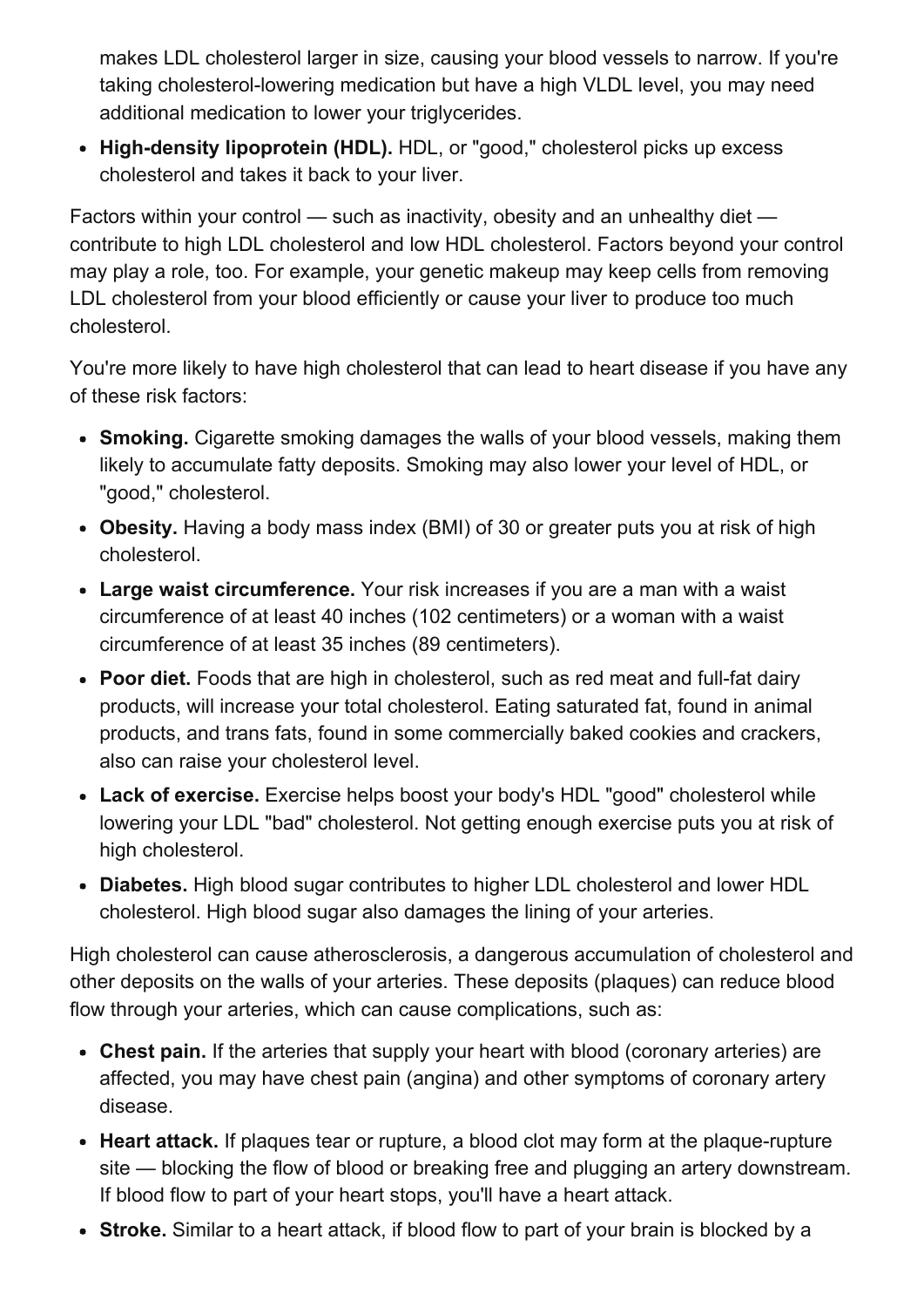makes LDL cholesterol larger in size, causing your blood vessels to narrow. If you're taking cholesterol-lowering medication but have a high VLDL level, you may need additional medication to lower your triglycerides.

- **High-density lipoprotein (HDL).** HDL, or "good," cholesterol picks up excess cholesterol and takes it back to your liver.

Factors within your control — such as inactivity, obesity and an unhealthy diet — contribute to high LDL cholesterol and low HDL cholesterol. Factors beyond your control may play a role, too. For example, your genetic makeup may keep cells from removing LDL cholesterol from your blood efficiently or cause your liver to produce too much cholesterol.

You're more likely to have high cholesterol that can lead to heart disease if you have any of these risk factors:

- **Smoking.** Cigarette smoking damages the walls of your blood vessels, making them likely to accumulate fatty deposits. Smoking may also lower your level of HDL, or "good," cholesterol.
- **Obesity.** Having a body mass index (BMI) of 30 or greater puts you at risk of high cholesterol.
- **Large waist circumference.** Your risk increases if you are a man with a waist circumference of at least 40 inches (102 centimeters) or a woman with a waist circumference of at least 35 inches (89 centimeters).
- **Poor diet.** Foods that are high in cholesterol, such as red meat and full-fat dairy products, will increase your total cholesterol. Eating saturated fat, found in animal products, and trans fats, found in some commercially baked cookies and crackers, also can raise your cholesterol level.
- **Lack of exercise.** Exercise helps boost your body's HDL "good" cholesterol while lowering your LDL "bad" cholesterol. Not getting enough exercise puts you at risk of high cholesterol.
- **Diabetes.** High blood sugar contributes to higher LDL cholesterol and lower HDL cholesterol. High blood sugar also damages the lining of your arteries.

High cholesterol can cause atherosclerosis, a dangerous accumulation of cholesterol and other deposits on the walls of your arteries. These deposits (plaques) can reduce blood flow through your arteries, which can cause complications, such as:

- **Chest pain.** If the arteries that supply your heart with blood (coronary arteries) are affected, you may have chest pain (angina) and other symptoms of coronary artery disease.
- **Heart attack.** If plaques tear or rupture, a blood clot may form at the plaque-rupture site — blocking the flow of blood or breaking free and plugging an artery downstream. If blood flow to part of your heart stops, you'll have a heart attack.
- **Stroke.** Similar to a heart attack, if blood flow to part of your brain is blocked by a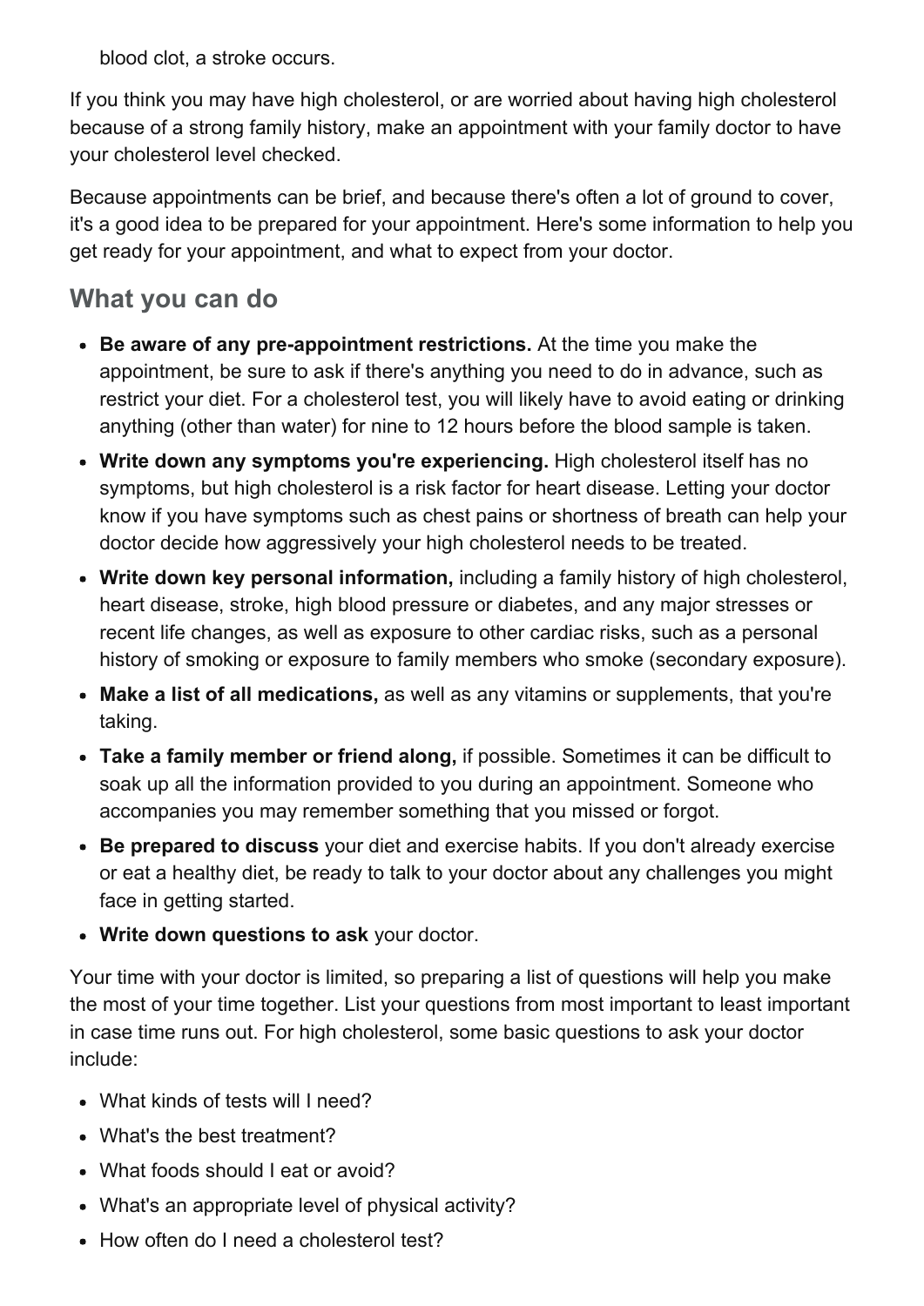blood clot, a stroke occurs.

If you think you may have high cholesterol, or are worried about having high cholesterol because of a strong family history, make an appointment with your family doctor to have your cholesterol level checked.

Because appointments can be brief, and because there's often a lot of ground to cover, it's a good idea to be prepared for your appointment. Here's some information to help you get ready for your appointment, and what to expect from your doctor.

## What you can do

- **Be aware of any pre-appointment restrictions.** At the time you make the appointment, be sure to ask if there's anything you need to do in advance, such as restrict your diet. For a cholesterol test, you will likely have to avoid eating or drinking anything (other than water) for nine to 12 hours before the blood sample is taken.
- **Write down any symptoms you're experiencing.** High cholesterol itself has no symptoms, but high cholesterol is a risk factor for heart disease. Letting your doctor know if you have symptoms such as chest pains or shortness of breath can help your doctor decide how aggressively your high cholesterol needs to be treated.
- **Write down key personal information,** including a family history of high cholesterol, heart disease, stroke, high blood pressure or diabetes, and any major stresses or recent life changes, as well as exposure to other cardiac risks, such as a personal history of smoking or exposure to family members who smoke (secondary exposure).
- **Make a list of all medications,** as well as any vitamins or supplements, that you're taking.
- **Take a family member or friend along,** if possible. Sometimes it can be difficult to soak up all the information provided to you during an appointment. Someone who accompanies you may remember something that you missed or forgot.
- **Be prepared to discuss** your diet and exercise habits. If you don't already exercise or eat a healthy diet, be ready to talk to your doctor about any challenges you might face in getting started.
- **Write down questions to ask** your doctor.

Your time with your doctor is limited, so preparing a list of questions will help you make the most of your time together. List your questions from most important to least important in case time runs out. For high cholesterol, some basic questions to ask your doctor include:

- What kinds of tests will I need?
- What's the best treatment?
- What foods should I eat or avoid?
- What's an appropriate level of physical activity?
- How often do I need a cholesterol test?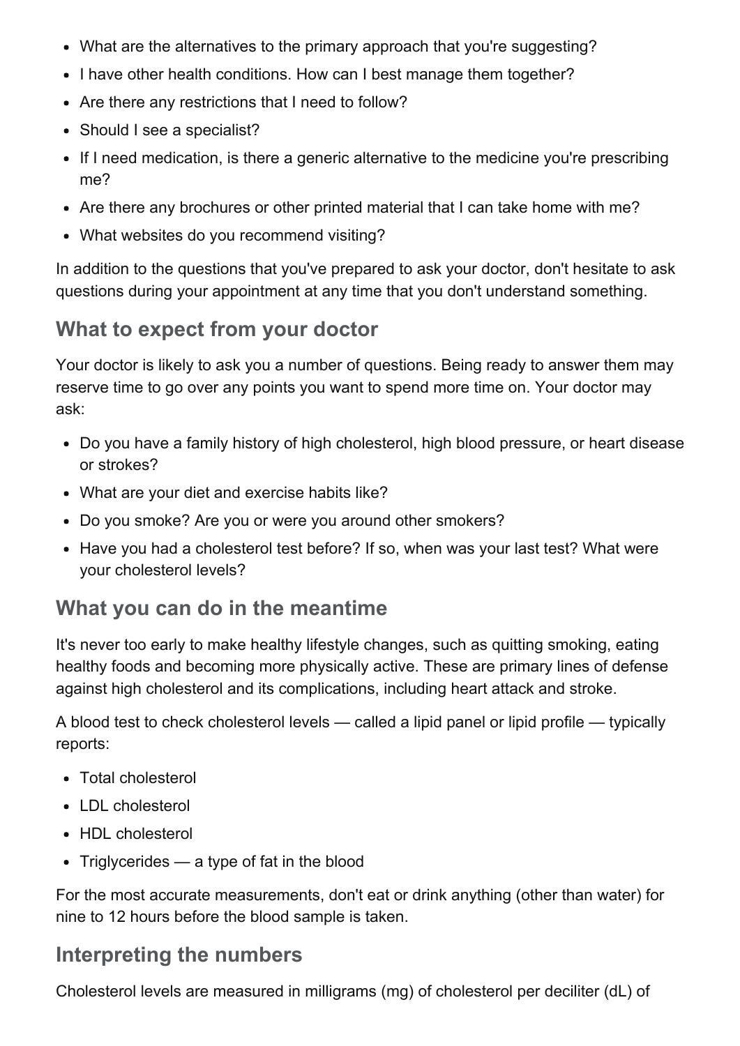- What are the alternatives to the primary approach that you're suggesting?
- I have other health conditions. How can I best manage them together?
- Are there any restrictions that I need to follow?
- Should I see a specialist?
- If I need medication, is there a generic alternative to the medicine you're prescribing me?
- Are there any brochures or other printed material that I can take home with me?
- What websites do you recommend visiting?

In addition to the questions that you've prepared to ask your doctor, don't hesitate to ask questions during your appointment at any time that you don't understand something.

## What to expect from your doctor

Your doctor is likely to ask you a number of questions. Being ready to answer them may reserve time to go over any points you want to spend more time on. Your doctor may ask:

- Do you have a family history of high cholesterol, high blood pressure, or heart disease or strokes?
- What are your diet and exercise habits like?
- Do you smoke? Are you or were you around other smokers?
- Have you had a cholesterol test before? If so, when was your last test? What were your cholesterol levels?

## What you can do in the meantime

It's never too early to make healthy lifestyle changes, such as quitting smoking, eating healthy foods and becoming more physically active. These are primary lines of defense against high cholesterol and its complications, including heart attack and stroke.

A blood test to check cholesterol levels — called a lipid panel or lipid profile — typically reports:

- Total cholesterol
- LDL cholesterol
- HDL cholesterol
- Triglycerides — a type of fat in the blood

For the most accurate measurements, don't eat or drink anything (other than water) for nine to 12 hours before the blood sample is taken.

## Interpreting the numbers

Cholesterol levels are measured in milligrams (mg) of cholesterol per deciliter (dL) of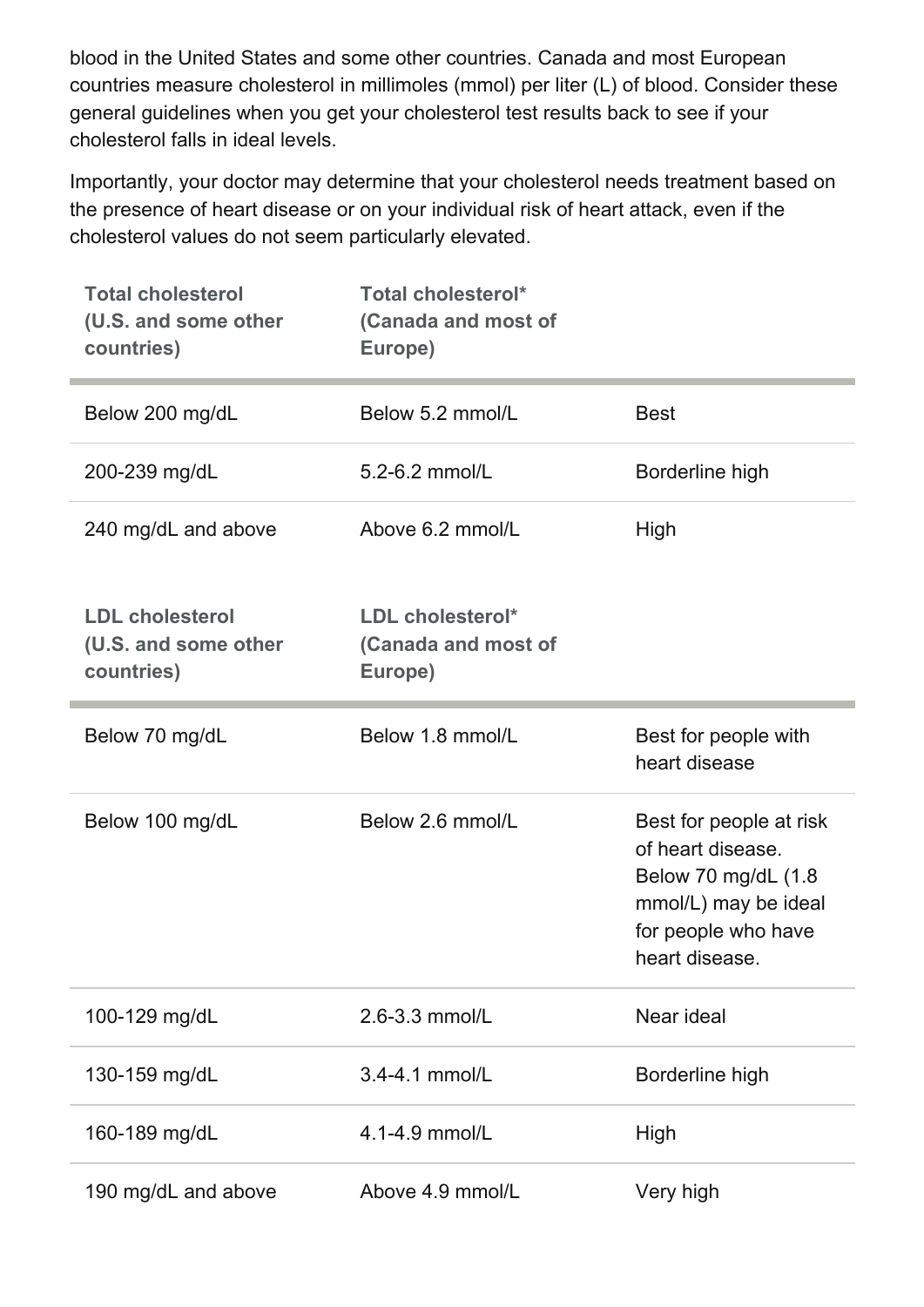blood in the United States and some other countries. Canada and most European countries measure cholesterol in millimoles (mmol) per liter (L) of blood. Consider these general guidelines when you get your cholesterol test results back to see if your cholesterol falls in ideal levels.

Importantly, your doctor may determine that your cholesterol needs treatment based on the presence of heart disease or on your individual risk of heart attack, even if the cholesterol values do not seem particularly elevated.

| **Total cholesterol (U.S. and some other countries)** | **Total cholesterol* (Canada and most of Europe)** | |
|---|---|---|
| Below 200 mg/dL | Below 5.2 mmol/L | Best |
| 200-239 mg/dL | 5.2-6.2 mmol/L | Borderline high |
| 240 mg/dL and above | Above 6.2 mmol/L | High |

| **LDL cholesterol (U.S. and some other countries)** | **LDL cholesterol* (Canada and most of Europe)** | |
|---|---|---|
| Below 70 mg/dL | Below 1.8 mmol/L | Best for people with heart disease |
| Below 100 mg/dL | Below 2.6 mmol/L | Best for people at risk of heart disease. Below 70 mg/dL (1.8 mmol/L) may be ideal for people who have heart disease. |
| 100-129 mg/dL | 2.6-3.3 mmol/L | Near ideal |
| 130-159 mg/dL | 3.4-4.1 mmol/L | Borderline high |
| 160-189 mg/dL | 4.1-4.9 mmol/L | High |
| 190 mg/dL and above | Above 4.9 mmol/L | Very high |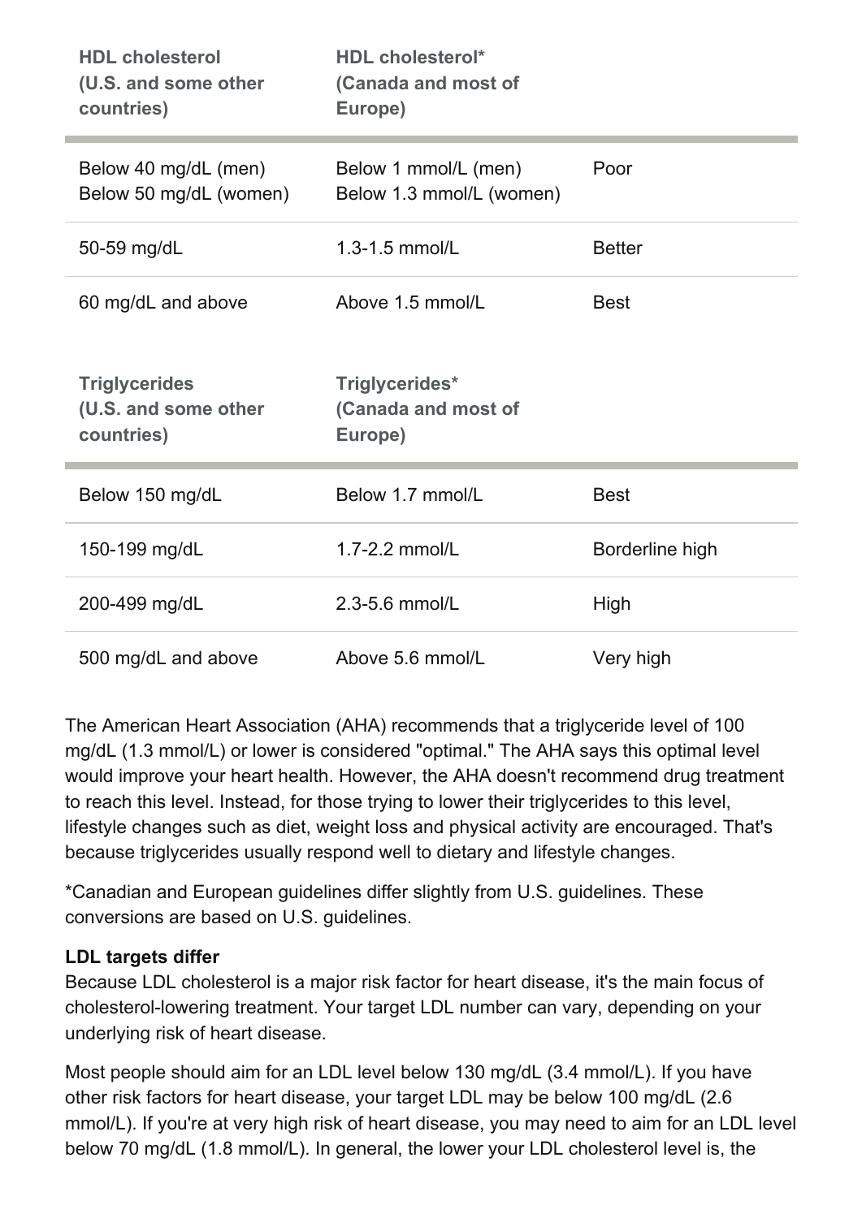| HDL cholesterol (U.S. and some other countries) | HDL cholesterol* (Canada and most of Europe) | |
|---|---|---|
| Below 40 mg/dL (men)<br>Below 50 mg/dL (women) | Below 1 mmol/L (men)<br>Below 1.3 mmol/L (women) | Poor |
| 50-59 mg/dL | 1.3-1.5 mmol/L | Better |
| 60 mg/dL and above | Above 1.5 mmol/L | Best |

| Triglycerides (U.S. and some other countries) | Triglycerides* (Canada and most of Europe) | |
|---|---|---|
| Below 150 mg/dL | Below 1.7 mmol/L | Best |
| 150-199 mg/dL | 1.7-2.2 mmol/L | Borderline high |
| 200-499 mg/dL | 2.3-5.6 mmol/L | High |
| 500 mg/dL and above | Above 5.6 mmol/L | Very high |

The American Heart Association (AHA) recommends that a triglyceride level of 100 mg/dL (1.3 mmol/L) or lower is considered "optimal." The AHA says this optimal level would improve your heart health. However, the AHA doesn't recommend drug treatment to reach this level. Instead, for those trying to lower their triglycerides to this level, lifestyle changes such as diet, weight loss and physical activity are encouraged. That's because triglycerides usually respond well to dietary and lifestyle changes.

*Canadian and European guidelines differ slightly from U.S. guidelines. These conversions are based on U.S. guidelines.

**LDL targets differ**
Because LDL cholesterol is a major risk factor for heart disease, it's the main focus of cholesterol-lowering treatment. Your target LDL number can vary, depending on your underlying risk of heart disease.

Most people should aim for an LDL level below 130 mg/dL (3.4 mmol/L). If you have other risk factors for heart disease, your target LDL may be below 100 mg/dL (2.6 mmol/L). If you're at very high risk of heart disease, you may need to aim for an LDL level below 70 mg/dL (1.8 mmol/L). In general, the lower your LDL cholesterol level is, the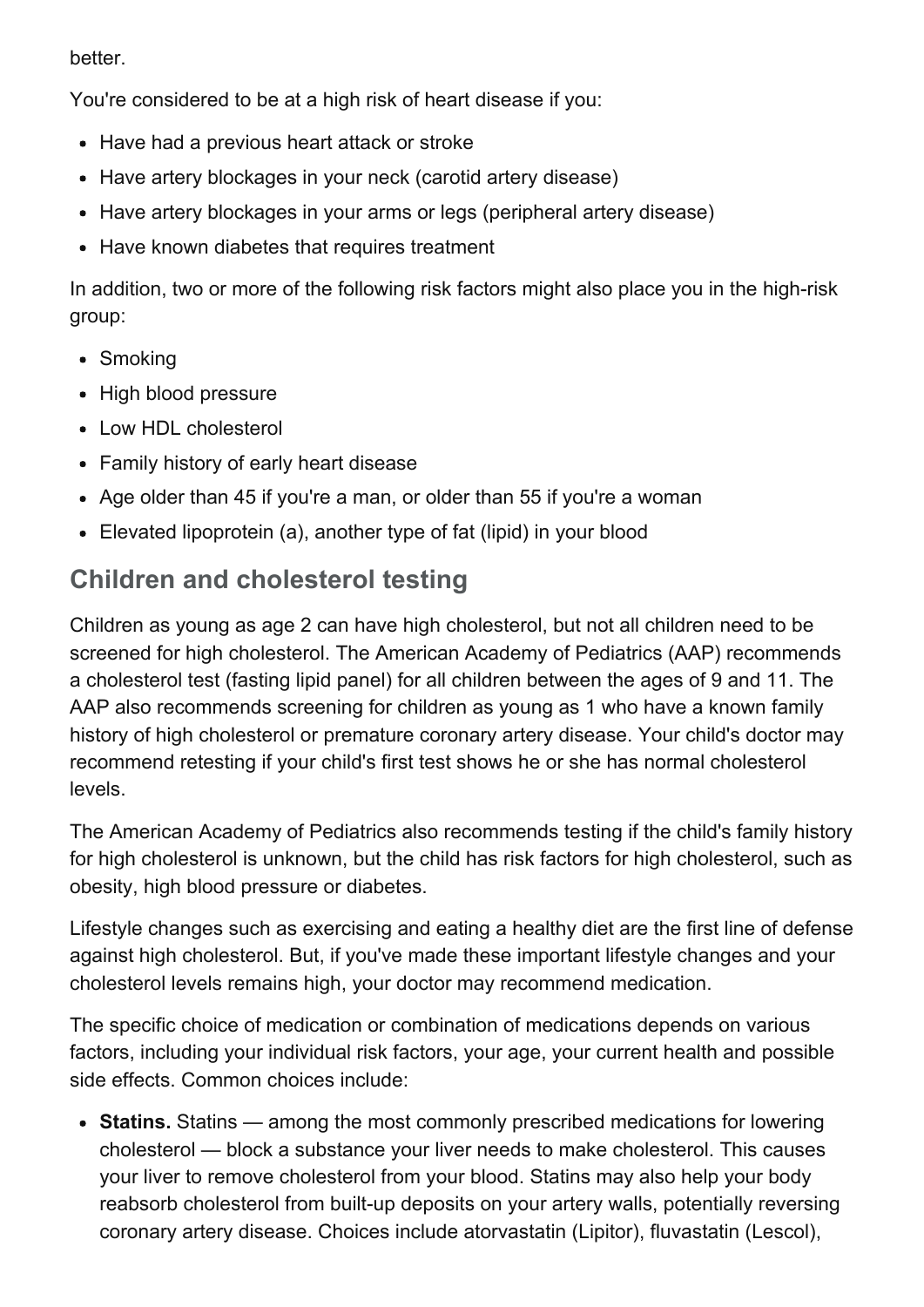better.

You're considered to be at a high risk of heart disease if you:

- Have had a previous heart attack or stroke
- Have artery blockages in your neck (carotid artery disease)
- Have artery blockages in your arms or legs (peripheral artery disease)
- Have known diabetes that requires treatment

In addition, two or more of the following risk factors might also place you in the high-risk group:

- Smoking
- High blood pressure
- Low HDL cholesterol
- Family history of early heart disease
- Age older than 45 if you're a man, or older than 55 if you're a woman
- Elevated lipoprotein (a), another type of fat (lipid) in your blood

## Children and cholesterol testing

Children as young as age 2 can have high cholesterol, but not all children need to be screened for high cholesterol. The American Academy of Pediatrics (AAP) recommends a cholesterol test (fasting lipid panel) for all children between the ages of 9 and 11. The AAP also recommends screening for children as young as 1 who have a known family history of high cholesterol or premature coronary artery disease. Your child's doctor may recommend retesting if your child's first test shows he or she has normal cholesterol levels.

The American Academy of Pediatrics also recommends testing if the child's family history for high cholesterol is unknown, but the child has risk factors for high cholesterol, such as obesity, high blood pressure or diabetes.

Lifestyle changes such as exercising and eating a healthy diet are the first line of defense against high cholesterol. But, if you've made these important lifestyle changes and your cholesterol levels remains high, your doctor may recommend medication.

The specific choice of medication or combination of medications depends on various factors, including your individual risk factors, your age, your current health and possible side effects. Common choices include:

- **Statins.** Statins — among the most commonly prescribed medications for lowering cholesterol — block a substance your liver needs to make cholesterol. This causes your liver to remove cholesterol from your blood. Statins may also help your body reabsorb cholesterol from built-up deposits on your artery walls, potentially reversing coronary artery disease. Choices include atorvastatin (Lipitor), fluvastatin (Lescol),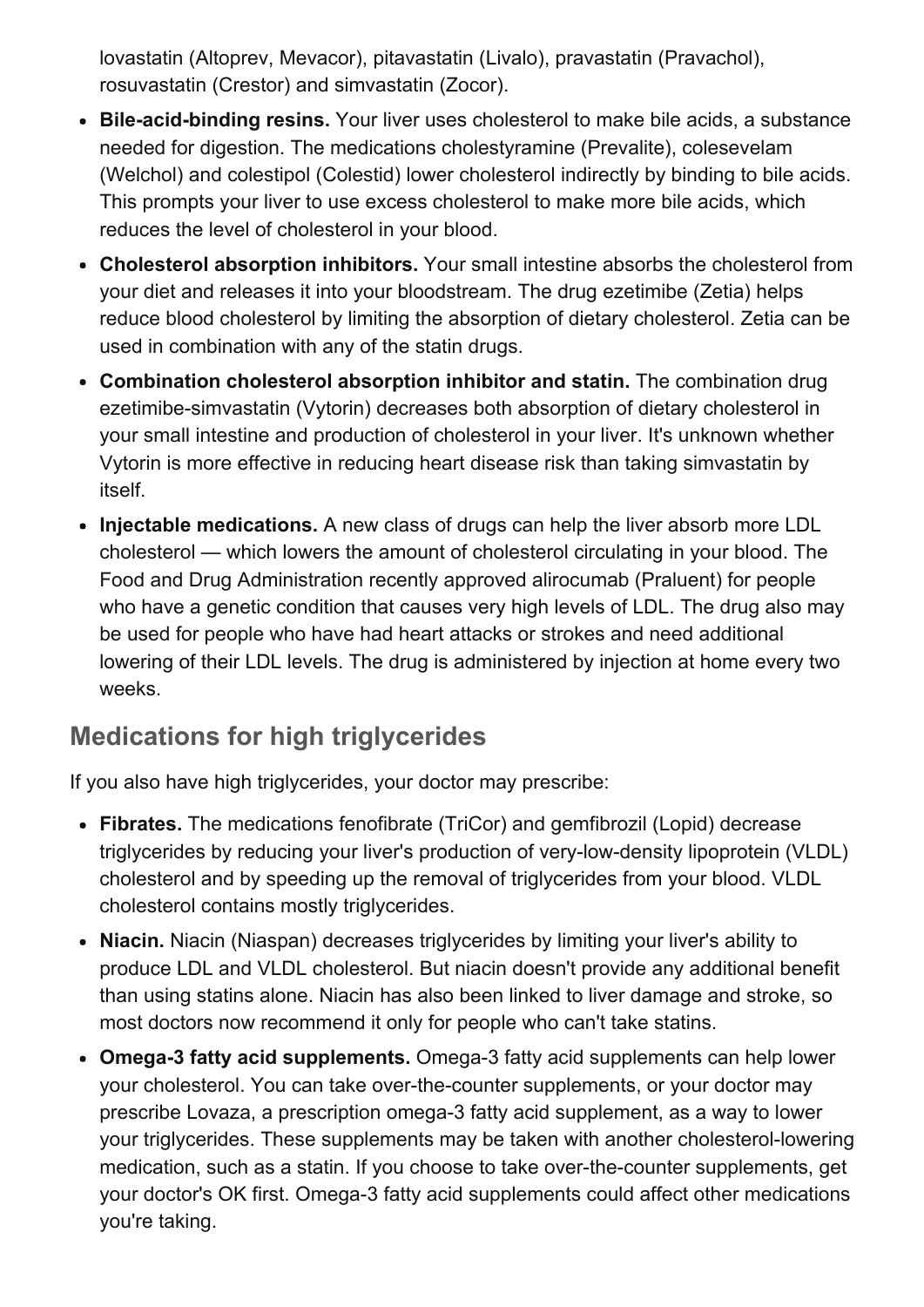lovastatin (Altoprev, Mevacor), pitavastatin (Livalo), pravastatin (Pravachol), rosuvastatin (Crestor) and simvastatin (Zocor).

- **Bile-acid-binding resins.** Your liver uses cholesterol to make bile acids, a substance needed for digestion. The medications cholestyramine (Prevalite), colesevelam (Welchol) and colestipol (Colestid) lower cholesterol indirectly by binding to bile acids. This prompts your liver to use excess cholesterol to make more bile acids, which reduces the level of cholesterol in your blood.
- **Cholesterol absorption inhibitors.** Your small intestine absorbs the cholesterol from your diet and releases it into your bloodstream. The drug ezetimibe (Zetia) helps reduce blood cholesterol by limiting the absorption of dietary cholesterol. Zetia can be used in combination with any of the statin drugs.
- **Combination cholesterol absorption inhibitor and statin.** The combination drug ezetimibe-simvastatin (Vytorin) decreases both absorption of dietary cholesterol in your small intestine and production of cholesterol in your liver. It's unknown whether Vytorin is more effective in reducing heart disease risk than taking simvastatin by itself.
- **Injectable medications.** A new class of drugs can help the liver absorb more LDL cholesterol — which lowers the amount of cholesterol circulating in your blood. The Food and Drug Administration recently approved alirocumab (Praluent) for people who have a genetic condition that causes very high levels of LDL. The drug also may be used for people who have had heart attacks or strokes and need additional lowering of their LDL levels. The drug is administered by injection at home every two weeks.

## Medications for high triglycerides

If you also have high triglycerides, your doctor may prescribe:

- **Fibrates.** The medications fenofibrate (TriCor) and gemfibrozil (Lopid) decrease triglycerides by reducing your liver's production of very-low-density lipoprotein (VLDL) cholesterol and by speeding up the removal of triglycerides from your blood. VLDL cholesterol contains mostly triglycerides.
- **Niacin.** Niacin (Niaspan) decreases triglycerides by limiting your liver's ability to produce LDL and VLDL cholesterol. But niacin doesn't provide any additional benefit than using statins alone. Niacin has also been linked to liver damage and stroke, so most doctors now recommend it only for people who can't take statins.
- **Omega-3 fatty acid supplements.** Omega-3 fatty acid supplements can help lower your cholesterol. You can take over-the-counter supplements, or your doctor may prescribe Lovaza, a prescription omega-3 fatty acid supplement, as a way to lower your triglycerides. These supplements may be taken with another cholesterol-lowering medication, such as a statin. If you choose to take over-the-counter supplements, get your doctor's OK first. Omega-3 fatty acid supplements could affect other medications you're taking.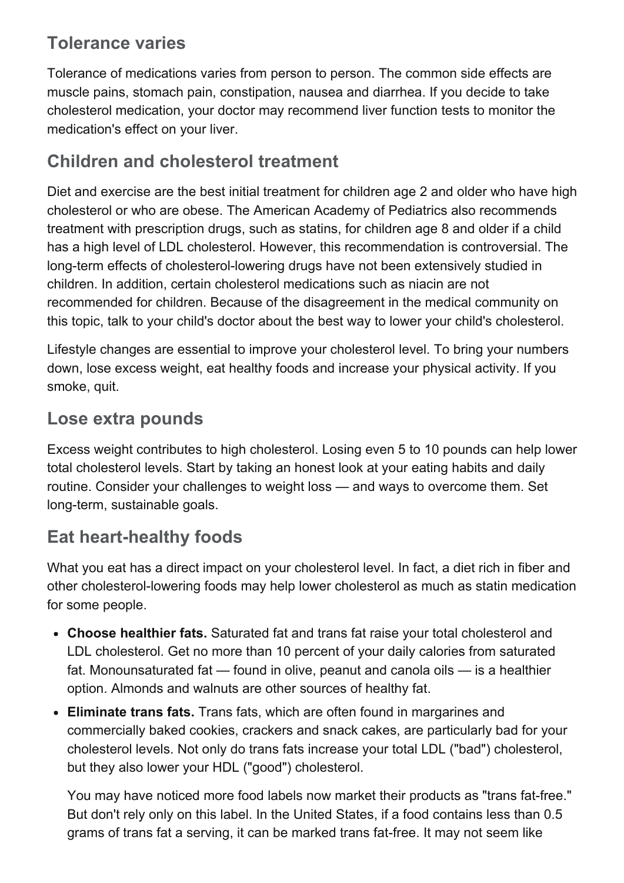## Tolerance varies

Tolerance of medications varies from person to person. The common side effects are muscle pains, stomach pain, constipation, nausea and diarrhea. If you decide to take cholesterol medication, your doctor may recommend liver function tests to monitor the medication's effect on your liver.

## Children and cholesterol treatment

Diet and exercise are the best initial treatment for children age 2 and older who have high cholesterol or who are obese. The American Academy of Pediatrics also recommends treatment with prescription drugs, such as statins, for children age 8 and older if a child has a high level of LDL cholesterol. However, this recommendation is controversial. The long-term effects of cholesterol-lowering drugs have not been extensively studied in children. In addition, certain cholesterol medications such as niacin are not recommended for children. Because of the disagreement in the medical community on this topic, talk to your child's doctor about the best way to lower your child's cholesterol.

Lifestyle changes are essential to improve your cholesterol level. To bring your numbers down, lose excess weight, eat healthy foods and increase your physical activity. If you smoke, quit.

## Lose extra pounds

Excess weight contributes to high cholesterol. Losing even 5 to 10 pounds can help lower total cholesterol levels. Start by taking an honest look at your eating habits and daily routine. Consider your challenges to weight loss — and ways to overcome them. Set long-term, sustainable goals.

## Eat heart-healthy foods

What you eat has a direct impact on your cholesterol level. In fact, a diet rich in fiber and other cholesterol-lowering foods may help lower cholesterol as much as statin medication for some people.

- **Choose healthier fats.** Saturated fat and trans fat raise your total cholesterol and LDL cholesterol. Get no more than 10 percent of your daily calories from saturated fat. Monounsaturated fat — found in olive, peanut and canola oils — is a healthier option. Almonds and walnuts are other sources of healthy fat.
- **Eliminate trans fats.** Trans fats, which are often found in margarines and commercially baked cookies, crackers and snack cakes, are particularly bad for your cholesterol levels. Not only do trans fats increase your total LDL ("bad") cholesterol, but they also lower your HDL ("good") cholesterol.

  You may have noticed more food labels now market their products as "trans fat-free." But don't rely only on this label. In the United States, if a food contains less than 0.5 grams of trans fat a serving, it can be marked trans fat-free. It may not seem like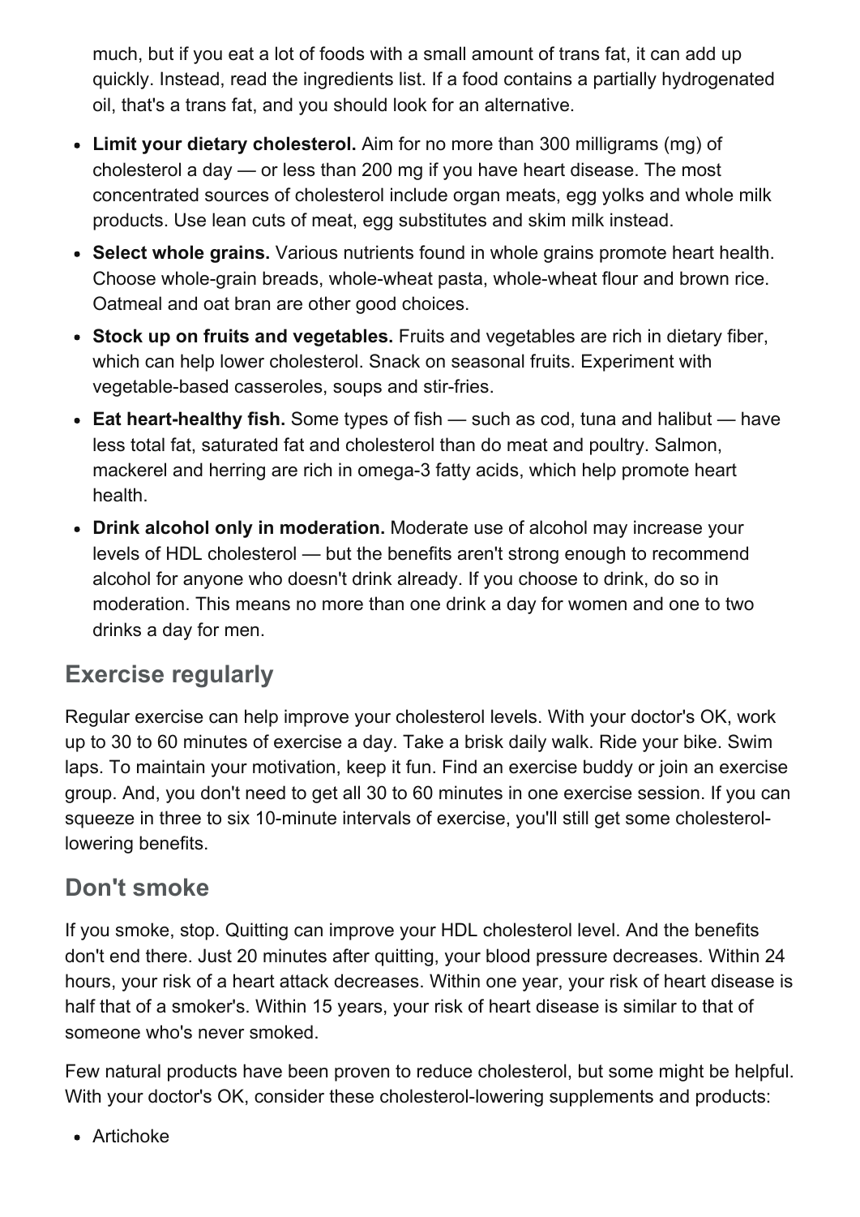much, but if you eat a lot of foods with a small amount of trans fat, it can add up quickly. Instead, read the ingredients list. If a food contains a partially hydrogenated oil, that's a trans fat, and you should look for an alternative.

- **Limit your dietary cholesterol.** Aim for no more than 300 milligrams (mg) of cholesterol a day — or less than 200 mg if you have heart disease. The most concentrated sources of cholesterol include organ meats, egg yolks and whole milk products. Use lean cuts of meat, egg substitutes and skim milk instead.
- **Select whole grains.** Various nutrients found in whole grains promote heart health. Choose whole-grain breads, whole-wheat pasta, whole-wheat flour and brown rice. Oatmeal and oat bran are other good choices.
- **Stock up on fruits and vegetables.** Fruits and vegetables are rich in dietary fiber, which can help lower cholesterol. Snack on seasonal fruits. Experiment with vegetable-based casseroles, soups and stir-fries.
- **Eat heart-healthy fish.** Some types of fish — such as cod, tuna and halibut — have less total fat, saturated fat and cholesterol than do meat and poultry. Salmon, mackerel and herring are rich in omega-3 fatty acids, which help promote heart health.
- **Drink alcohol only in moderation.** Moderate use of alcohol may increase your levels of HDL cholesterol — but the benefits aren't strong enough to recommend alcohol for anyone who doesn't drink already. If you choose to drink, do so in moderation. This means no more than one drink a day for women and one to two drinks a day for men.

## Exercise regularly

Regular exercise can help improve your cholesterol levels. With your doctor's OK, work up to 30 to 60 minutes of exercise a day. Take a brisk daily walk. Ride your bike. Swim laps. To maintain your motivation, keep it fun. Find an exercise buddy or join an exercise group. And, you don't need to get all 30 to 60 minutes in one exercise session. If you can squeeze in three to six 10-minute intervals of exercise, you'll still get some cholesterol-lowering benefits.

## Don't smoke

If you smoke, stop. Quitting can improve your HDL cholesterol level. And the benefits don't end there. Just 20 minutes after quitting, your blood pressure decreases. Within 24 hours, your risk of a heart attack decreases. Within one year, your risk of heart disease is half that of a smoker's. Within 15 years, your risk of heart disease is similar to that of someone who's never smoked.

Few natural products have been proven to reduce cholesterol, but some might be helpful. With your doctor's OK, consider these cholesterol-lowering supplements and products:

- Artichoke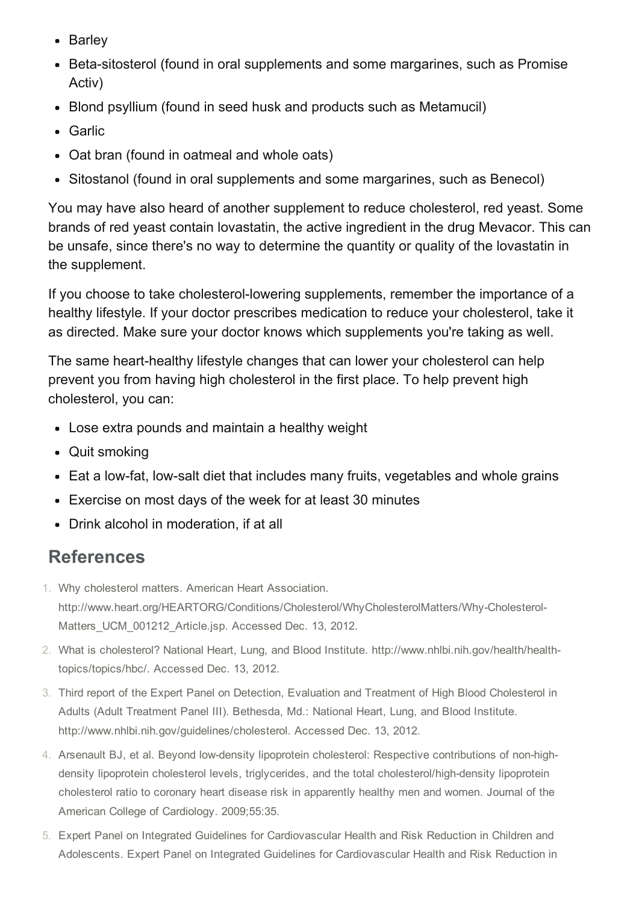- Barley
- Beta-sitosterol (found in oral supplements and some margarines, such as Promise Activ)
- Blond psyllium (found in seed husk and products such as Metamucil)
- Garlic
- Oat bran (found in oatmeal and whole oats)
- Sitostanol (found in oral supplements and some margarines, such as Benecol)

You may have also heard of another supplement to reduce cholesterol, red yeast. Some brands of red yeast contain lovastatin, the active ingredient in the drug Mevacor. This can be unsafe, since there's no way to determine the quantity or quality of the lovastatin in the supplement.

If you choose to take cholesterol-lowering supplements, remember the importance of a healthy lifestyle. If your doctor prescribes medication to reduce your cholesterol, take it as directed. Make sure your doctor knows which supplements you're taking as well.

The same heart-healthy lifestyle changes that can lower your cholesterol can help prevent you from having high cholesterol in the first place. To help prevent high cholesterol, you can:

- Lose extra pounds and maintain a healthy weight
- Quit smoking
- Eat a low-fat, low-salt diet that includes many fruits, vegetables and whole grains
- Exercise on most days of the week for at least 30 minutes
- Drink alcohol in moderation, if at all

## References

1. Why cholesterol matters. American Heart Association. http://www.heart.org/HEARTORG/Conditions/Cholesterol/WhyCholesterolMatters/Why-Cholesterol-Matters_UCM_001212_Article.jsp. Accessed Dec. 13, 2012.
2. What is cholesterol? National Heart, Lung, and Blood Institute. http://www.nhlbi.nih.gov/health/health-topics/topics/hbc/. Accessed Dec. 13, 2012.
3. Third report of the Expert Panel on Detection, Evaluation and Treatment of High Blood Cholesterol in Adults (Adult Treatment Panel III). Bethesda, Md.: National Heart, Lung, and Blood Institute. http://www.nhlbi.nih.gov/guidelines/cholesterol. Accessed Dec. 13, 2012.
4. Arsenault BJ, et al. Beyond low-density lipoprotein cholesterol: Respective contributions of non-high-density lipoprotein cholesterol levels, triglycerides, and the total cholesterol/high-density lipoprotein cholesterol ratio to coronary heart disease risk in apparently healthy men and women. Journal of the American College of Cardiology. 2009;55:35.
5. Expert Panel on Integrated Guidelines for Cardiovascular Health and Risk Reduction in Children and Adolescents. Expert Panel on Integrated Guidelines for Cardiovascular Health and Risk Reduction in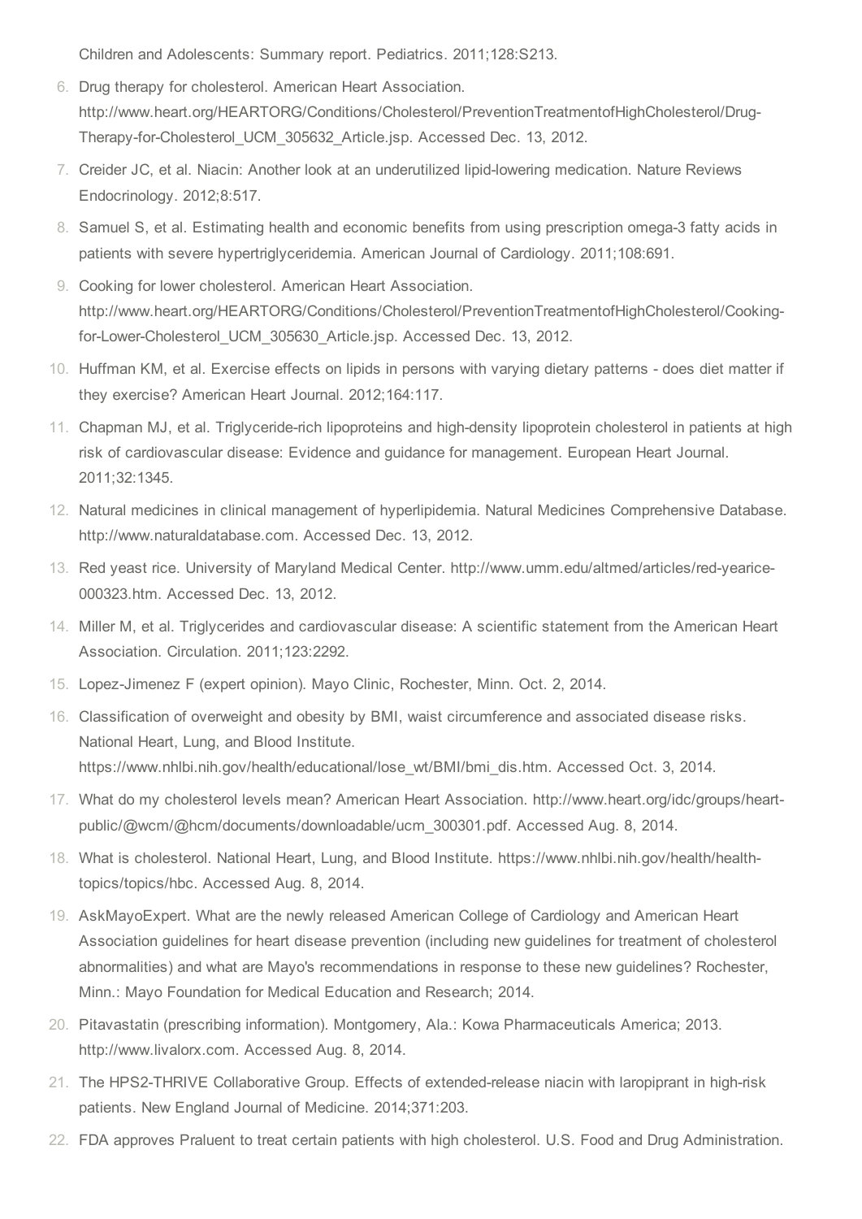Children and Adolescents: Summary report. Pediatrics. 2011;128:S213.

6. Drug therapy for cholesterol. American Heart Association. http://www.heart.org/HEARTORG/Conditions/Cholesterol/PreventionTreatmentofHighCholesterol/Drug-Therapy-for-Cholesterol_UCM_305632_Article.jsp. Accessed Dec. 13, 2012.
7. Creider JC, et al. Niacin: Another look at an underutilized lipid-lowering medication. Nature Reviews Endocrinology. 2012;8:517.
8. Samuel S, et al. Estimating health and economic benefits from using prescription omega-3 fatty acids in patients with severe hypertriglyceridemia. American Journal of Cardiology. 2011;108:691.
9. Cooking for lower cholesterol. American Heart Association. http://www.heart.org/HEARTORG/Conditions/Cholesterol/PreventionTreatmentofHighCholesterol/Cooking-for-Lower-Cholesterol_UCM_305630_Article.jsp. Accessed Dec. 13, 2012.
10. Huffman KM, et al. Exercise effects on lipids in persons with varying dietary patterns - does diet matter if they exercise? American Heart Journal. 2012;164:117.
11. Chapman MJ, et al. Triglyceride-rich lipoproteins and high-density lipoprotein cholesterol in patients at high risk of cardiovascular disease: Evidence and guidance for management. European Heart Journal. 2011;32:1345.
12. Natural medicines in clinical management of hyperlipidemia. Natural Medicines Comprehensive Database. http://www.naturaldatabase.com. Accessed Dec. 13, 2012.
13. Red yeast rice. University of Maryland Medical Center. http://www.umm.edu/altmed/articles/red-yearice-000323.htm. Accessed Dec. 13, 2012.
14. Miller M, et al. Triglycerides and cardiovascular disease: A scientific statement from the American Heart Association. Circulation. 2011;123:2292.
15. Lopez-Jimenez F (expert opinion). Mayo Clinic, Rochester, Minn. Oct. 2, 2014.
16. Classification of overweight and obesity by BMI, waist circumference and associated disease risks. National Heart, Lung, and Blood Institute. https://www.nhlbi.nih.gov/health/educational/lose_wt/BMI/bmi_dis.htm. Accessed Oct. 3, 2014.
17. What do my cholesterol levels mean? American Heart Association. http://www.heart.org/idc/groups/heart-public/@wcm/@hcm/documents/downloadable/ucm_300301.pdf. Accessed Aug. 8, 2014.
18. What is cholesterol. National Heart, Lung, and Blood Institute. https://www.nhlbi.nih.gov/health/health-topics/topics/hbc. Accessed Aug. 8, 2014.
19. AskMayoExpert. What are the newly released American College of Cardiology and American Heart Association guidelines for heart disease prevention (including new guidelines for treatment of cholesterol abnormalities) and what are Mayo's recommendations in response to these new guidelines? Rochester, Minn.: Mayo Foundation for Medical Education and Research; 2014.
20. Pitavastatin (prescribing information). Montgomery, Ala.: Kowa Pharmaceuticals America; 2013. http://www.livalorx.com. Accessed Aug. 8, 2014.
21. The HPS2-THRIVE Collaborative Group. Effects of extended-release niacin with laropiprant in high-risk patients. New England Journal of Medicine. 2014;371:203.
22. FDA approves Praluent to treat certain patients with high cholesterol. U.S. Food and Drug Administration.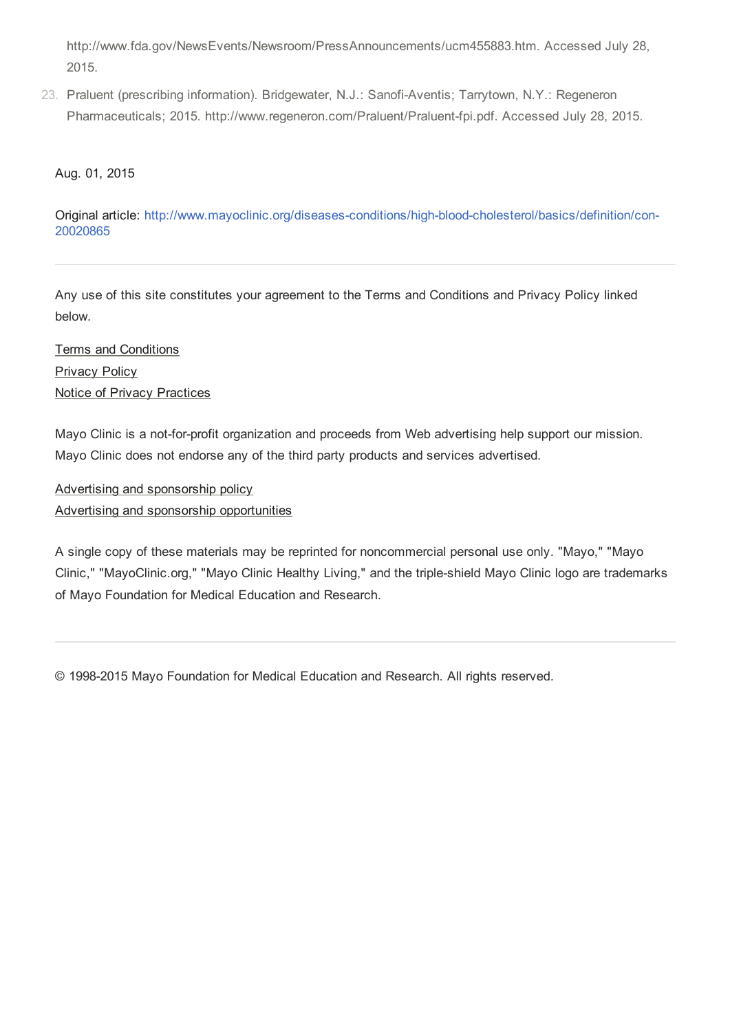http://www.fda.gov/NewsEvents/Newsroom/PressAnnouncements/ucm455883.htm. Accessed July 28, 2015.

23. Praluent (prescribing information). Bridgewater, N.J.: Sanofi-Aventis; Tarrytown, N.Y.: Regeneron Pharmaceuticals; 2015. http://www.regeneron.com/Praluent/Praluent-fpi.pdf. Accessed July 28, 2015.

Aug. 01, 2015

Original article: http://www.mayoclinic.org/diseases-conditions/high-blood-cholesterol/basics/definition/con-20020865

---

Any use of this site constitutes your agreement to the Terms and Conditions and Privacy Policy linked below.

Terms and Conditions
Privacy Policy
Notice of Privacy Practices

Mayo Clinic is a not-for-profit organization and proceeds from Web advertising help support our mission. Mayo Clinic does not endorse any of the third party products and services advertised.

Advertising and sponsorship policy
Advertising and sponsorship opportunities

A single copy of these materials may be reprinted for noncommercial personal use only. "Mayo," "Mayo Clinic," "MayoClinic.org," "Mayo Clinic Healthy Living," and the triple-shield Mayo Clinic logo are trademarks of Mayo Foundation for Medical Education and Research.

---

© 1998-2015 Mayo Foundation for Medical Education and Research. All rights reserved.